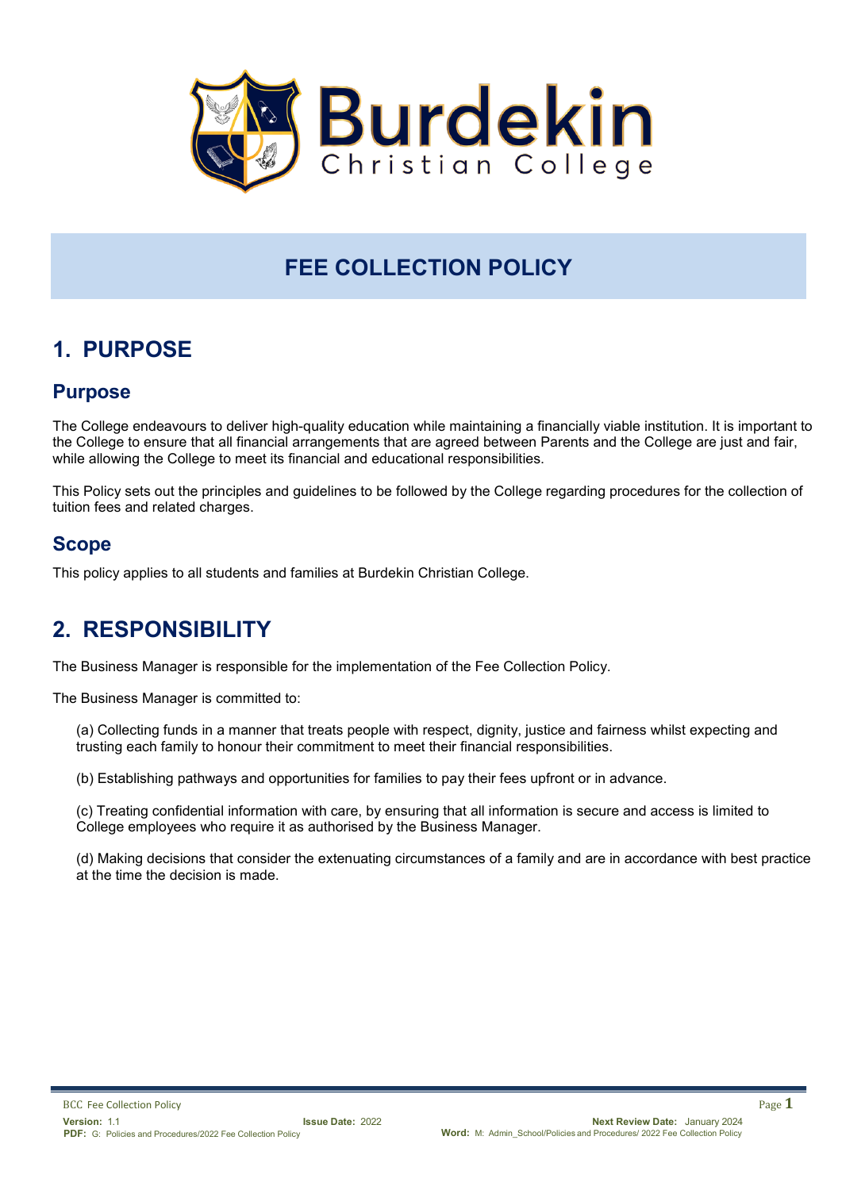# FEE COLLECTION POLICY

## 1. PURPOSE

### Purpose

The College endeavours to deliver high-quality education while maintaining a financially viable institution. It is important to the College to ensure that all financial arrangements that are agreed between Parents and the College are just and fair, while allowing the College to meet its financial and educational responsibilities.

This Policy sets out the principles and guidelines to be followed by the College regarding procedures for the collection of tuition fees and related charges.

### Scope

This policy applies to all students and families at Burdekin Christian College.

## 2. RESPONSIBILITY

The Business Manager is responsible for the implementation of the Fee Collection Policy.

The Business Manager is committed to:

(a) Collecting funds in a manner that treats people with respect, dignity, justice and fairness whilst expecting and trusting each family to honour their commitment to meet their financial responsibilities.

(b) Establishing pathways and opportunities for families to pay their fees upfront or in advance.

(c) Treating confidential information with care, by ensuring that all information is secure and access is limited to College employees who require it as authorised by the Business Manager.

(d) Making decisions that consider the extenuating circumstances of a family and are in accordance with best practice at the time the decision is made.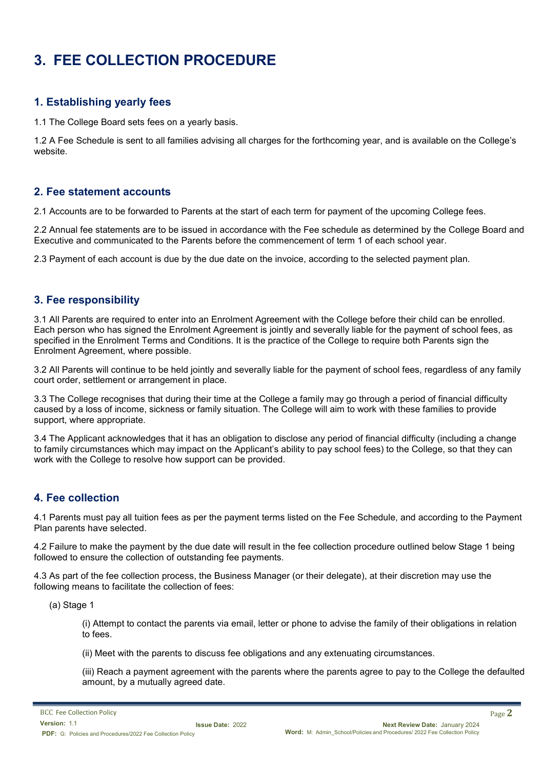# 3. FEE COLLECTION PROCEDURE

## 1. Establishing yearly fees

1.1 The College Board sets fees on a yearly basis.

1.2 A Fee Schedule is sent to all families advising all charges for the forthcoming year, and is available on the College's website.

## 2. Fee statement accounts

2.1 Accounts are to be forwarded to Parents at the start of each term for payment of the upcoming College fees.

2.2 Annual fee statements are to be issued in accordance with the Fee schedule as determined by the College Board and Executive and communicated to the Parents before the commencement of term 1 of each school year.

2.3 Payment of each account is due by the due date on the invoice, according to the selected payment plan.

## 3. Fee responsibility

3.1 All Parents are required to enter into an Enrolment Agreement with the College before their child can be enrolled. Each person who has signed the Enrolment Agreement is jointly and severally liable for the payment of school fees, as specified in the Enrolment Terms and Conditions. It is the practice of the College to require both Parents sign the Enrolment Agreement, where possible.

3.2 All Parents will continue to be held jointly and severally liable for the payment of school fees, regardless of any family court order, settlement or arrangement in place.

3.3 The College recognises that during their time at the College a family may go through a period of financial difficulty caused by a loss of income, sickness or family situation. The College will aim to work with these families to provide support, where appropriate.

3.4 The Applicant acknowledges that it has an obligation to disclose any period of financial difficulty (including a change to family circumstances which may impact on the Applicant's ability to pay school fees) to the College, so that they can work with the College to resolve how support can be provided.

## 4. Fee collection

4.1 Parents must pay all tuition fees as per the payment terms listed on the Fee Schedule, and according to the Payment Plan parents have selected.

4.2 Failure to make the payment by the due date will result in the fee collection procedure outlined below Stage 1 being followed to ensure the collection of outstanding fee payments.

4.3 As part of the fee collection process, the Business Manager (or their delegate), at their discretion may use the following means to facilitate the collection of fees:

(a) Stage 1

(i) Attempt to contact the parents via email, letter or phone to advise the family of their obligations in relation to fees.

(ii) Meet with the parents to discuss fee obligations and any extenuating circumstances.

(iii) Reach a payment agreement with the parents where the parents agree to pay to the College the defaulted amount, by a mutually agreed date.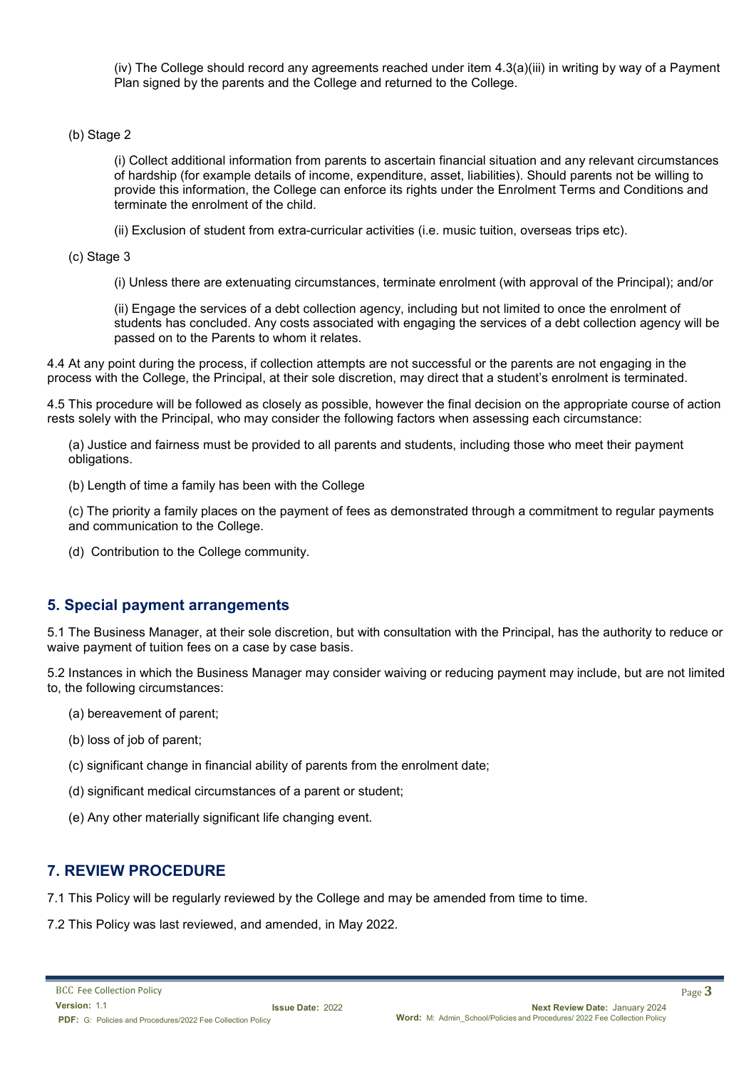(iv) The College should record any agreements reached under item 4.3(a)(iii) in writing by way of a Payment Plan signed by the parents and the College and returned to the College.

(b) Stage 2

(i) Collect additional information from parents to ascertain financial situation and any relevant circumstances of hardship (for example details of income, expenditure, asset, liabilities). Should parents not be willing to provide this information, the College can enforce its rights under the Enrolment Terms and Conditions and terminate the enrolment of the child.

(ii) Exclusion of student from extra-curricular activities (i.e. music tuition, overseas trips etc).

(c) Stage 3

(i) Unless there are extenuating circumstances, terminate enrolment (with approval of the Principal); and/or

(ii) Engage the services of a debt collection agency, including but not limited to once the enrolment of students has concluded. Any costs associated with engaging the services of a debt collection agency will be passed on to the Parents to whom it relates.

4.4 At any point during the process, if collection attempts are not successful or the parents are not engaging in the process with the College, the Principal, at their sole discretion, may direct that a student's enrolment is terminated.

4.5 This procedure will be followed as closely as possible, however the final decision on the appropriate course of action rests solely with the Principal, who may consider the following factors when assessing each circumstance:

(a) Justice and fairness must be provided to all parents and students, including those who meet their payment obligations.

(b) Length of time a family has been with the College

(c) The priority a family places on the payment of fees as demonstrated through a commitment to regular payments and communication to the College.

(d) Contribution to the College community.

## 5. Special payment arrangements

5.1 The Business Manager, at their sole discretion, but with consultation with the Principal, has the authority to reduce or waive payment of tuition fees on a case by case basis.

5.2 Instances in which the Business Manager may consider waiving or reducing payment may include, but are not limited to, the following circumstances:

(a) bereavement of parent;

(b) loss of job of parent;

(c) significant change in financial ability of parents from the enrolment date;

(d) significant medical circumstances of a parent or student;

(e) Any other materially significant life changing event.

## 7. REVIEW PROCEDURE

7.1 This Policy will be regularly reviewed by the College and may be amended from time to time.

7.2 This Policy was last reviewed, and amended, in May 2022.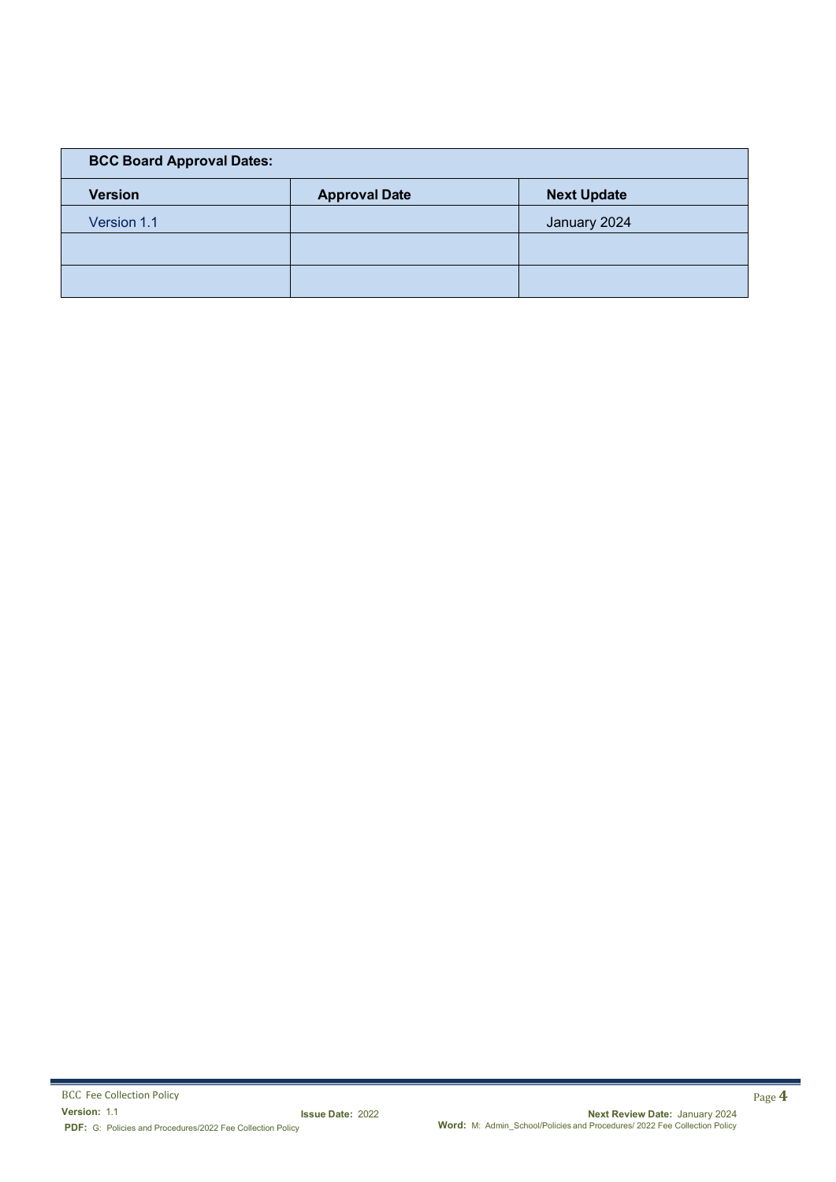| **BCC Board Approval Dates:** | | |
|---|---|---|
| **Version** | **Approval Date** | **Next Update** |
| Version 1.1 | | January 2024 |
| | | |
| | | |